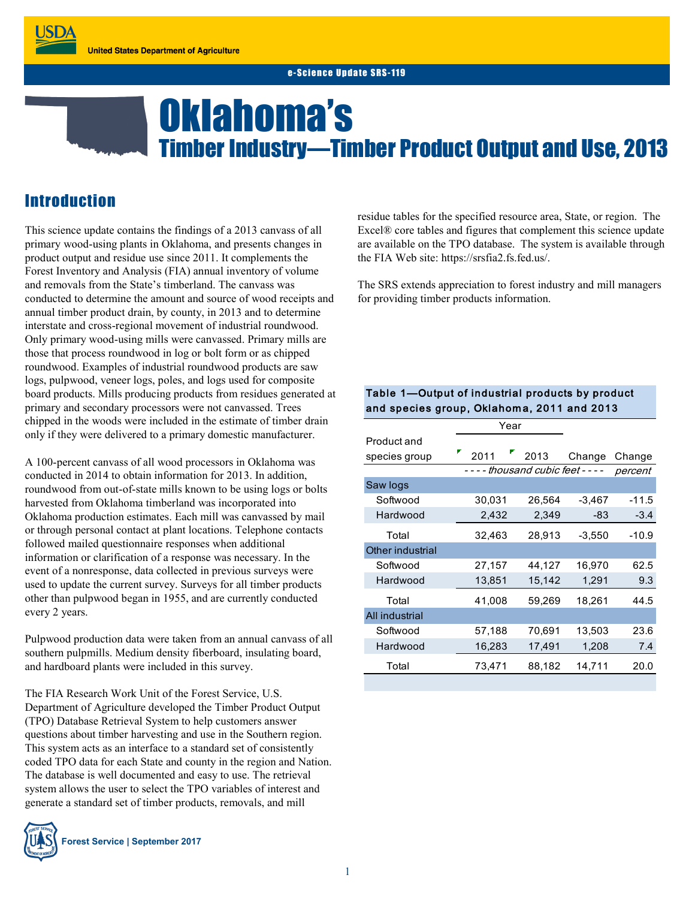United States Department of Agriculture

e-Science Update SRS-119

# Oklahoma's
## Timber Industry—Timber Product Output and Use, 2013

## Introduction

This science update contains the findings of a 2013 canvass of all primary wood-using plants in Oklahoma, and presents changes in product output and residue use since 2011. It complements the Forest Inventory and Analysis (FIA) annual inventory of volume and removals from the State's timberland. The canvass was conducted to determine the amount and source of wood receipts and annual timber product drain, by county, in 2013 and to determine interstate and cross-regional movement of industrial roundwood. Only primary wood-using mills were canvassed. Primary mills are those that process roundwood in log or bolt form or as chipped roundwood. Examples of industrial roundwood products are saw logs, pulpwood, veneer logs, poles, and logs used for composite board products. Mills producing products from residues generated at primary and secondary processors were not canvassed. Trees chipped in the woods were included in the estimate of timber drain only if they were delivered to a primary domestic manufacturer.

A 100-percent canvass of all wood processors in Oklahoma was conducted in 2014 to obtain information for 2013. In addition, roundwood from out-of-state mills known to be using logs or bolts harvested from Oklahoma timberland was incorporated into Oklahoma production estimates. Each mill was canvassed by mail or through personal contact at plant locations. Telephone contacts followed mailed questionnaire responses when additional information or clarification of a response was necessary. In the event of a nonresponse, data collected in previous surveys were used to update the current survey. Surveys for all timber products other than pulpwood began in 1955, and are currently conducted every 2 years.

Pulpwood production data were taken from an annual canvass of all southern pulpmills. Medium density fiberboard, insulating board, and hardboard plants were included in this survey.

The FIA Research Work Unit of the Forest Service, U.S. Department of Agriculture developed the Timber Product Output (TPO) Database Retrieval System to help customers answer questions about timber harvesting and use in the Southern region. This system acts as an interface to a standard set of consistently coded TPO data for each State and county in the region and Nation. The database is well documented and easy to use. The retrieval system allows the user to select the TPO variables of interest and generate a standard set of timber products, removals, and mill residue tables for the specified resource area, State, or region. The Excel® core tables and figures that complement this science update are available on the TPO database. The system is available through the FIA Web site: https://srsfia2.fs.fed.us/.

The SRS extends appreciation to forest industry and mill managers for providing timber products information.

**Table 1—Output of industrial products by product and species group, Oklahoma, 2011 and 2013**

| Product and species group | Year | | | |
|---|---|---|---|---|
| | 2011 | 2013 | Change | Change |
| | *thousand cubic feet* | | | *percent* |
| **Saw logs** | | | | |
| Softwood | 30,031 | 26,564 | -3,467 | -11.5 |
| Hardwood | 2,432 | 2,349 | -83 | -3.4 |
| Total | 32,463 | 28,913 | -3,550 | -10.9 |
| **Other industrial** | | | | |
| Softwood | 27,157 | 44,127 | 16,970 | 62.5 |
| Hardwood | 13,851 | 15,142 | 1,291 | 9.3 |
| Total | 41,008 | 59,269 | 18,261 | 44.5 |
| **All industrial** | | | | |
| Softwood | 57,188 | 70,691 | 13,503 | 23.6 |
| Hardwood | 16,283 | 17,491 | 1,208 | 7.4 |
| Total | 73,471 | 88,182 | 14,711 | 20.0 |

Forest Service | September 2017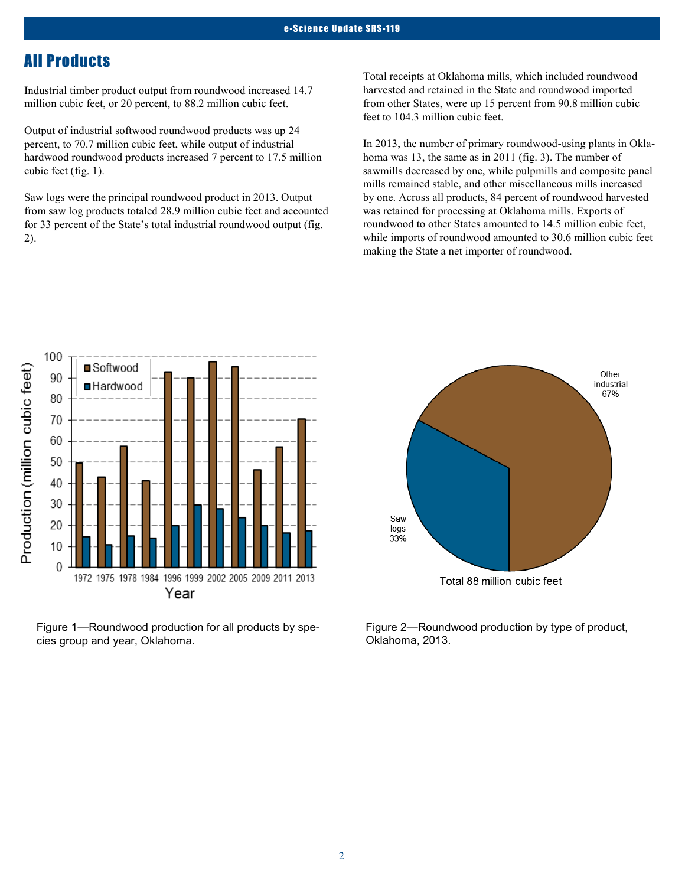## All Products

Industrial timber product output from roundwood increased 14.7 million cubic feet, or 20 percent, to 88.2 million cubic feet.

Output of industrial softwood roundwood products was up 24 percent, to 70.7 million cubic feet, while output of industrial hardwood roundwood products increased 7 percent to 17.5 million cubic feet (fig. 1).

Saw logs were the principal roundwood product in 2013. Output from saw log products totaled 28.9 million cubic feet and accounted for 33 percent of the State's total industrial roundwood output (fig. 2).

Total receipts at Oklahoma mills, which included roundwood harvested and retained in the State and roundwood imported from other States, were up 15 percent from 90.8 million cubic feet to 104.3 million cubic feet.

In 2013, the number of primary roundwood-using plants in Oklahoma was 13, the same as in 2011 (fig. 3). The number of sawmills decreased by one, while pulpmills and composite panel mills remained stable, and other miscellaneous mills increased by one. Across all products, 84 percent of roundwood harvested was retained for processing at Oklahoma mills. Exports of roundwood to other States amounted to 14.5 million cubic feet, while imports of roundwood amounted to 30.6 million cubic feet making the State a net importer of roundwood.

Figure 1—Roundwood production for all products by species group and year, Oklahoma.

Figure 2—Roundwood production by type of product, Oklahoma, 2013.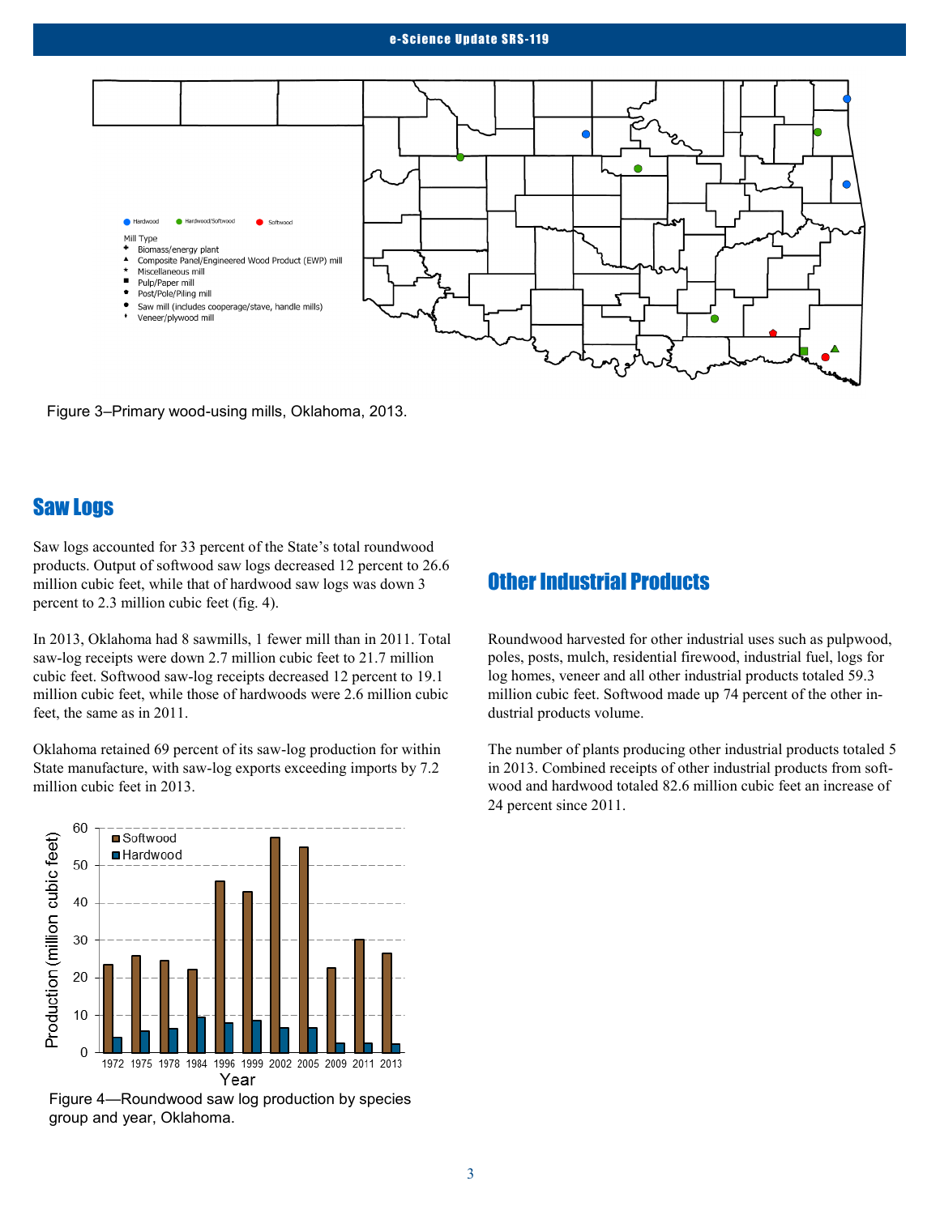Figure 3–Primary wood-using mills, Oklahoma, 2013.

## Saw Logs

Saw logs accounted for 33 percent of the State's total roundwood products. Output of softwood saw logs decreased 12 percent to 26.6 million cubic feet, while that of hardwood saw logs was down 3 percent to 2.3 million cubic feet (fig. 4).

In 2013, Oklahoma had 8 sawmills, 1 fewer mill than in 2011. Total saw-log receipts were down 2.7 million cubic feet to 21.7 million cubic feet. Softwood saw-log receipts decreased 12 percent to 19.1 million cubic feet, while those of hardwoods were 2.6 million cubic feet, the same as in 2011.

Oklahoma retained 69 percent of its saw-log production for within State manufacture, with saw-log exports exceeding imports by 7.2 million cubic feet in 2013.

Figure 4—Roundwood saw log production by species group and year, Oklahoma.

## Other Industrial Products

Roundwood harvested for other industrial uses such as pulpwood, poles, posts, mulch, residential firewood, industrial fuel, logs for log homes, veneer and all other industrial products totaled 59.3 million cubic feet. Softwood made up 74 percent of the other industrial products volume.

The number of plants producing other industrial products totaled 5 in 2013. Combined receipts of other industrial products from softwood and hardwood totaled 82.6 million cubic feet an increase of 24 percent since 2011.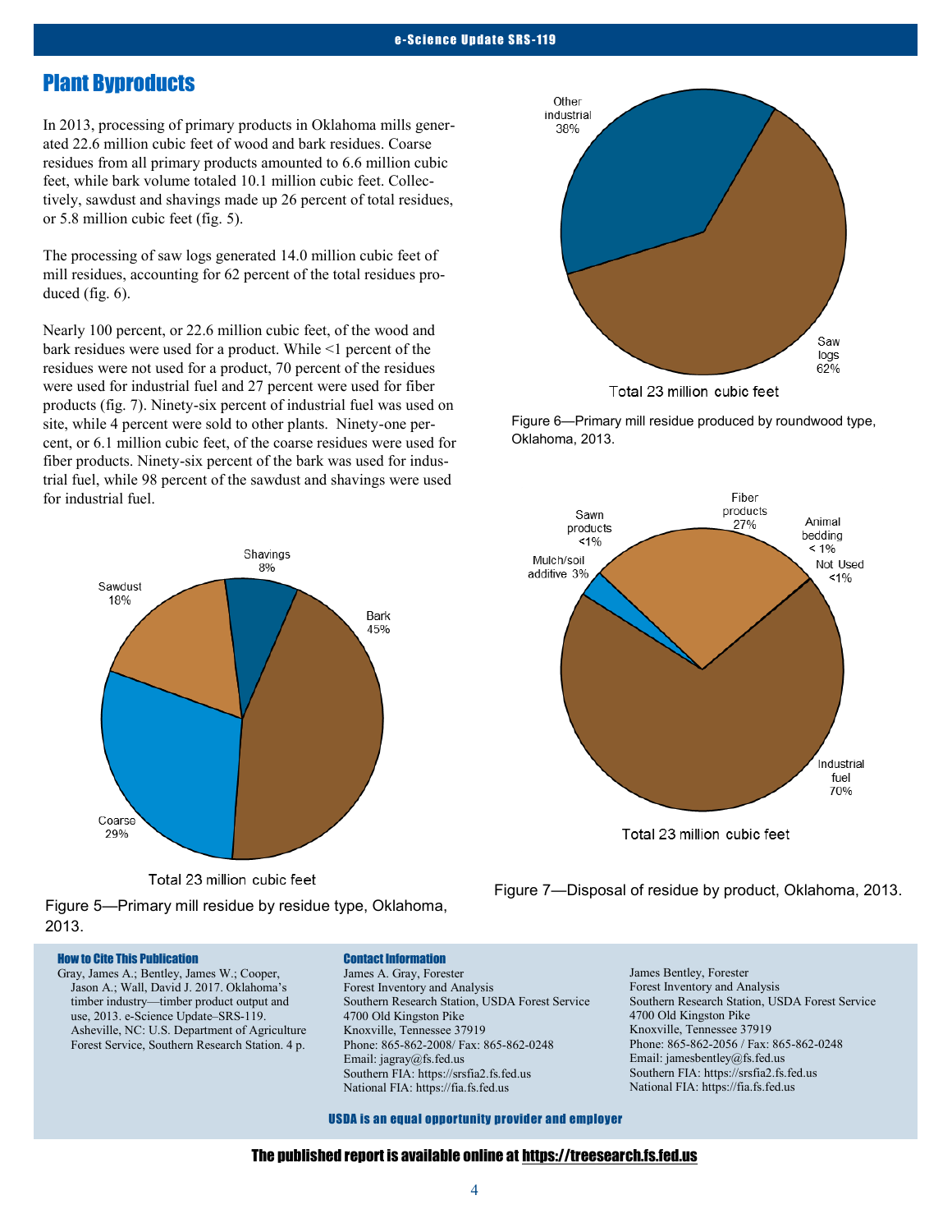## Plant Byproducts

In 2013, processing of primary products in Oklahoma mills generated 22.6 million cubic feet of wood and bark residues. Coarse residues from all primary products amounted to 6.6 million cubic feet, while bark volume totaled 10.1 million cubic feet. Collectively, sawdust and shavings made up 26 percent of total residues, or 5.8 million cubic feet (fig. 5).

The processing of saw logs generated 14.0 million cubic feet of mill residues, accounting for 62 percent of the total residues produced (fig. 6).

Nearly 100 percent, or 22.6 million cubic feet, of the wood and bark residues were used for a product. While <1 percent of the residues were not used for a product, 70 percent of the residues were used for industrial fuel and 27 percent were used for fiber products (fig. 7). Ninety-six percent of industrial fuel was used on site, while 4 percent were sold to other plants. Ninety-one percent, or 6.1 million cubic feet, of the coarse residues were used for fiber products. Ninety-six percent of the bark was used for industrial fuel, while 98 percent of the sawdust and shavings were used for industrial fuel.

Shavings 8%
Sawdust 18%
Bark 45%
Coarse 29%
Total 23 million cubic feet

Figure 5—Primary mill residue by residue type, Oklahoma, 2013.

Other industrial 38%
Saw logs 62%
Total 23 million cubic feet

Figure 6—Primary mill residue produced by roundwood type, Oklahoma, 2013.

Fiber products 27%
Sawn products <1%
Animal bedding < 1%
Mulch/soil additive 3%
Not Used <1%
Industrial fuel 70%
Total 23 million cubic feet

Figure 7—Disposal of residue by product, Oklahoma, 2013.

**How to Cite This Publication**

Gray, James A.; Bentley, James W.; Cooper, Jason A.; Wall, David J. 2017. Oklahoma's timber industry—timber product output and use, 2013. e-Science Update–SRS-119. Asheville, NC: U.S. Department of Agriculture Forest Service, Southern Research Station. 4 p.

**Contact Information**

James A. Gray, Forester
Forest Inventory and Analysis
Southern Research Station, USDA Forest Service
4700 Old Kingston Pike
Knoxville, Tennessee 37919
Phone: 865-862-2008/ Fax: 865-862-0248
Email: jagray@fs.fed.us
Southern FIA: https://srsfia2.fs.fed.us
National FIA: https://fia.fs.fed.us

James Bentley, Forester
Forest Inventory and Analysis
Southern Research Station, USDA Forest Service
4700 Old Kingston Pike
Knoxville, Tennessee 37919
Phone: 865-862-2056 / Fax: 865-862-0248
Email: jamesbentley@fs.fed.us
Southern FIA: https://srsfia2.fs.fed.us
National FIA: https://fia.fs.fed.us

**USDA is an equal opportunity provider and employer**

**The published report is available online at https://treesearch.fs.fed.us**